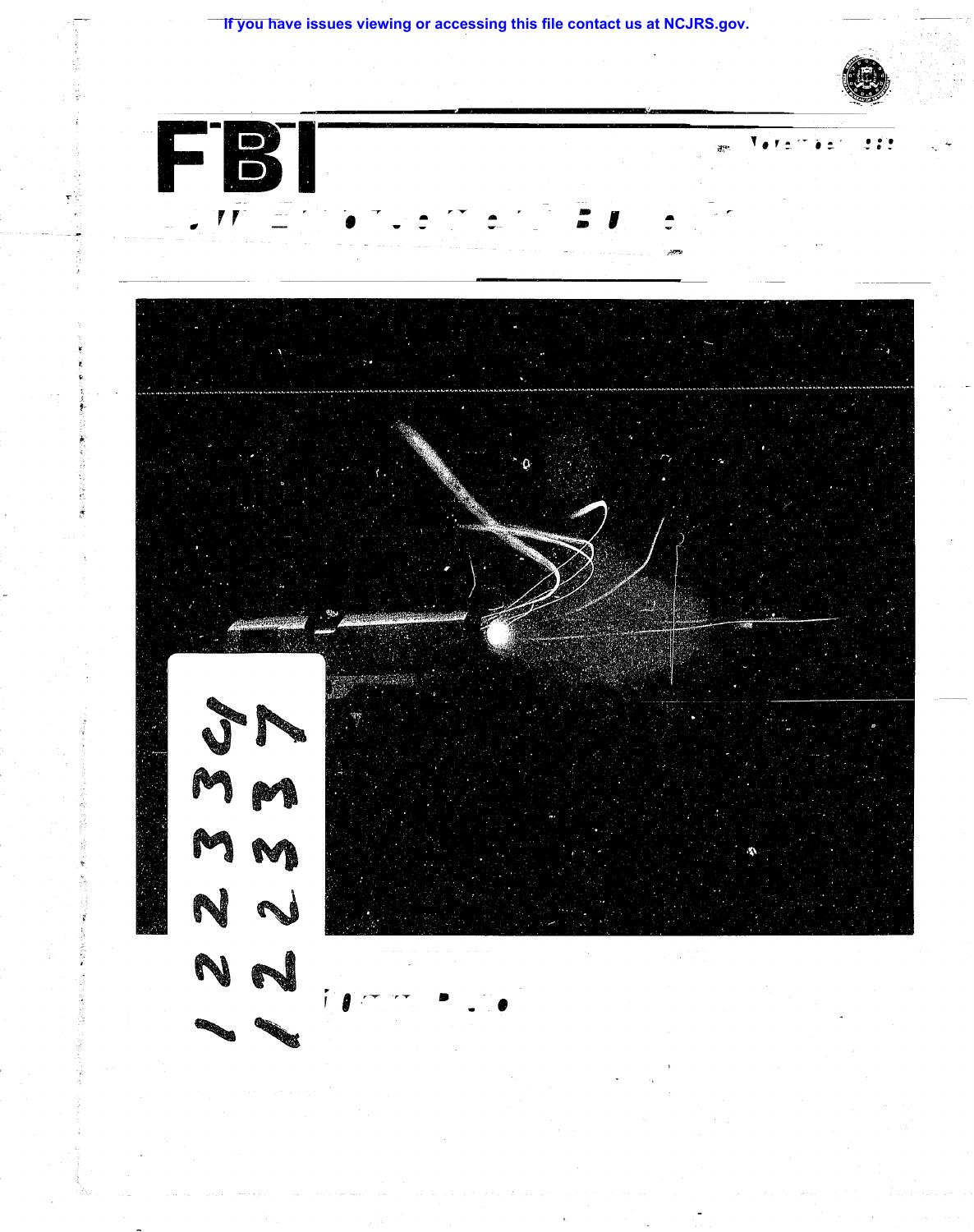If you have issues viewing or accessing this file contact us at NCJRS.gov.

# FBI

122337

122337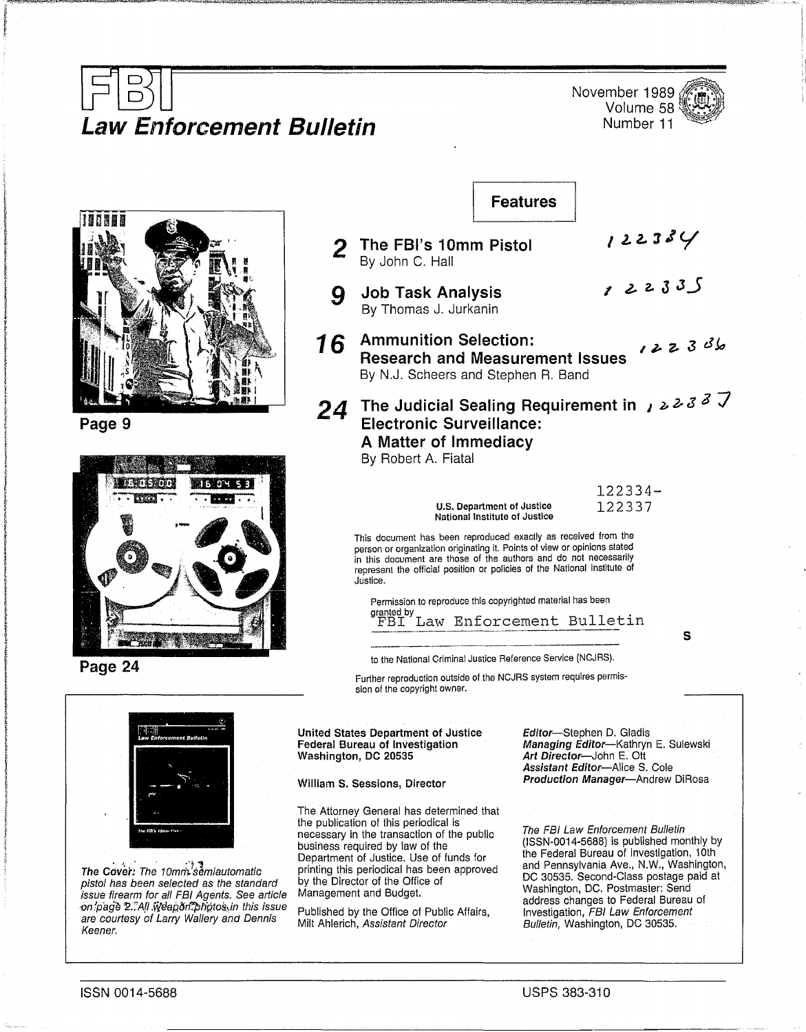# FBI Law Enforcement Bulletin

November 1989
Volume 58
Number 11

## Features

**2 The FBI's 10mm Pistol** 122334
By John C. Hall

**9 Job Task Analysis** 122335
By Thomas J. Jurkanin

**16 Ammunition Selection: Research and Measurement Issues** 122336
By N.J. Scheers and Stephen R. Band

**24 The Judicial Sealing Requirement in Electronic Surveillance: A Matter of Immediacy** 122337
By Robert A. Fiatal

Page 9

Page 24

122334-
122337

**U.S. Department of Justice**
**National Institute of Justice**

This document has been reproduced exactly as received from the person or organization originating it. Points of view or opinions stated in this document are those of the authors and do not necessarily represent the official position or policies of the National Institute of Justice.

Permission to reproduce this copyrighted material has been granted by
FBI Law Enforcement Bulletin

to the National Criminal Justice Reference Service (NCJRS).

Further reproduction outside of the NCJRS system requires permission of the copyright owner.

*The Cover: The 10mm semiautomatic pistol has been selected as the standard issue firearm for all FBI Agents. See article on page 2. All weapon photos in this issue are courtesy of Larry Wallery and Dennis Keener.*

**United States Department of Justice**
**Federal Bureau of Investigation**
**Washington, DC 20535**

**William S. Sessions, Director**

The Attorney General has determined that the publication of this periodical is necessary in the transaction of the public business required by law of the Department of Justice. Use of funds for printing this periodical has been approved by the Director of the Office of Management and Budget.

Published by the Office of Public Affairs,
Milt Ahlerich, *Assistant Director*

***Editor***—Stephen D. Gladis
***Managing Editor***—Kathryn E. Sulewski
***Art Director***—John E. Ott
***Assistant Editor***—Alice S. Cole
***Production Manager***—Andrew DiRosa

*The FBI Law Enforcement Bulletin* (ISSN-0014-5688) is published monthly by the Federal Bureau of Investigation, 10th and Pennsylvania Ave., N.W., Washington, DC 30535. Second-Class postage paid at Washington, DC. Postmaster: Send address changes to Federal Bureau of Investigation, *FBI Law Enforcement Bulletin,* Washington, DC 30535.

ISSN 0014-5688

USPS 383-310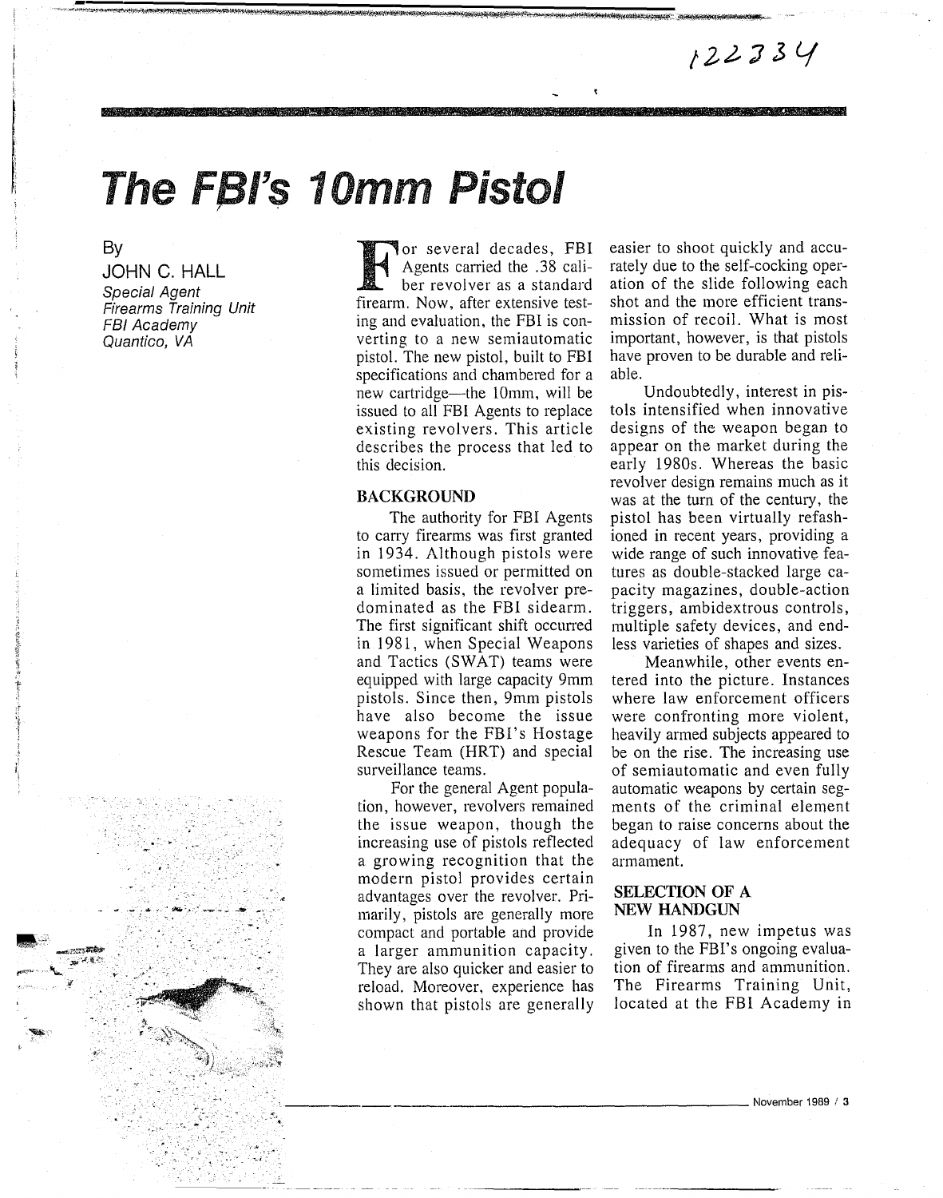122334

# The FBI's 10mm Pistol

By
JOHN C. HALL
*Special Agent*
*Firearms Training Unit*
*FBI Academy*
*Quantico, VA*

For several decades, FBI Agents carried the .38 caliber revolver as a standard firearm. Now, after extensive testing and evaluation, the FBI is converting to a new semiautomatic pistol. The new pistol, built to FBI specifications and chambered for a new cartridge—the 10mm, will be issued to all FBI Agents to replace existing revolvers. This article describes the process that led to this decision.

## BACKGROUND

The authority for FBI Agents to carry firearms was first granted in 1934. Although pistols were sometimes issued or permitted on a limited basis, the revolver predominated as the FBI sidearm. The first significant shift occurred in 1981, when Special Weapons and Tactics (SWAT) teams were equipped with large capacity 9mm pistols. Since then, 9mm pistols have also become the issue weapons for the FBI's Hostage Rescue Team (HRT) and special surveillance teams.

For the general Agent population, however, revolvers remained the issue weapon, though the increasing use of pistols reflected a growing recognition that the modern pistol provides certain advantages over the revolver. Primarily, pistols are generally more compact and portable and provide a larger ammunition capacity. They are also quicker and easier to reload. Moreover, experience has shown that pistols are generally easier to shoot quickly and accurately due to the self-cocking operation of the slide following each shot and the more efficient transmission of recoil. What is most important, however, is that pistols have proven to be durable and reliable.

Undoubtedly, interest in pistols intensified when innovative designs of the weapon began to appear on the market during the early 1980s. Whereas the basic revolver design remains much as it was at the turn of the century, the pistol has been virtually refashioned in recent years, providing a wide range of such innovative features as double-stacked large capacity magazines, double-action triggers, ambidextrous controls, multiple safety devices, and endless varieties of shapes and sizes.

Meanwhile, other events entered into the picture. Instances where law enforcement officers were confronting more violent, heavily armed subjects appeared to be on the rise. The increasing use of semiautomatic and even fully automatic weapons by certain segments of the criminal element began to raise concerns about the adequacy of law enforcement armament.

## SELECTION OF A NEW HANDGUN

In 1987, new impetus was given to the FBI's ongoing evaluation of firearms and ammunition. The Firearms Training Unit, located at the FBI Academy in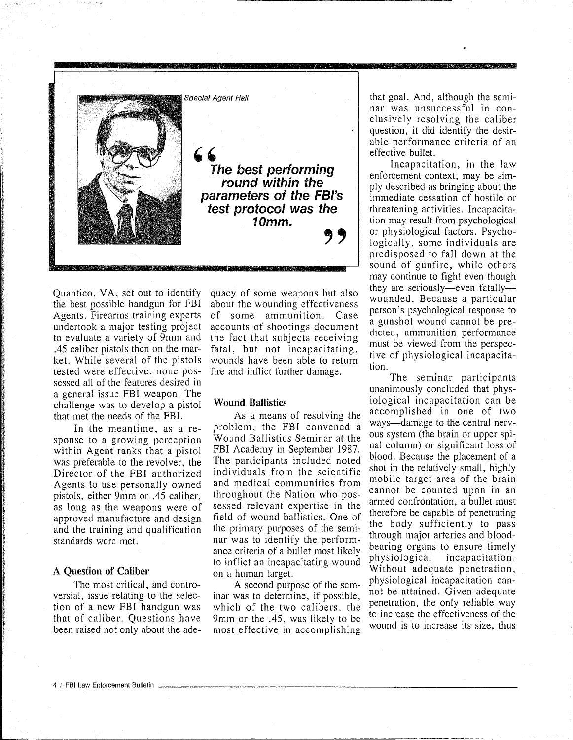Special Agent Hall

> "The best performing round within the parameters of the FBI's test protocol was the 10mm."

Quantico, VA, set out to identify the best possible handgun for FBI Agents. Firearms training experts undertook a major testing project to evaluate a variety of 9mm and .45 caliber pistols then on the market. While several of the pistols tested were effective, none possessed all of the features desired in a general issue FBI weapon. The challenge was to develop a pistol that met the needs of the FBI.

In the meantime, as a response to a growing perception within Agent ranks that a pistol was preferable to the revolver, the Director of the FBI authorized Agents to use personally owned pistols, either 9mm or .45 caliber, as long as the weapons were of approved manufacture and design and the training and qualification standards were met.

### A Question of Caliber

The most critical, and controversial, issue relating to the selection of a new FBI handgun was that of caliber. Questions have been raised not only about the adequacy of some weapons but also about the wounding effectiveness of some ammunition. Case accounts of shootings document the fact that subjects receiving fatal, but not incapacitating, wounds have been able to return fire and inflict further damage.

### Wound Ballistics

As a means of resolving the problem, the FBI convened a Wound Ballistics Seminar at the FBI Academy in September 1987. The participants included noted individuals from the scientific and medical communities from throughout the Nation who possessed relevant expertise in the field of wound ballistics. One of the primary purposes of the seminar was to identify the performance criteria of a bullet most likely to inflict an incapacitating wound on a human target.

A second purpose of the seminar was to determine, if possible, which of the two calibers, the 9mm or the .45, was likely to be most effective in accomplishing that goal. And, although the seminar was unsuccessful in conclusively resolving the caliber question, it did identify the desirable performance criteria of an effective bullet.

Incapacitation, in the law enforcement context, may be simply described as bringing about the immediate cessation of hostile or threatening activities. Incapacitation may result from psychological or physiological factors. Psychologically, some individuals are predisposed to fall down at the sound of gunfire, while others may continue to fight even though they are seriously—even fatally—wounded. Because a particular person's psychological response to a gunshot wound cannot be predicted, ammunition performance must be viewed from the perspective of physiological incapacitation.

The seminar participants unanimously concluded that physiological incapacitation can be accomplished in one of two ways—damage to the central nervous system (the brain or upper spinal column) or significant loss of blood. Because the placement of a shot in the relatively small, highly mobile target area of the brain cannot be counted upon in an armed confrontation, a bullet must therefore be capable of penetrating the body sufficiently to pass through major arteries and blood-bearing organs to ensure timely physiological incapacitation. Without adequate penetration, physiological incapacitation cannot be attained. Given adequate penetration, the only reliable way to increase the effectiveness of the wound is to increase its size, thus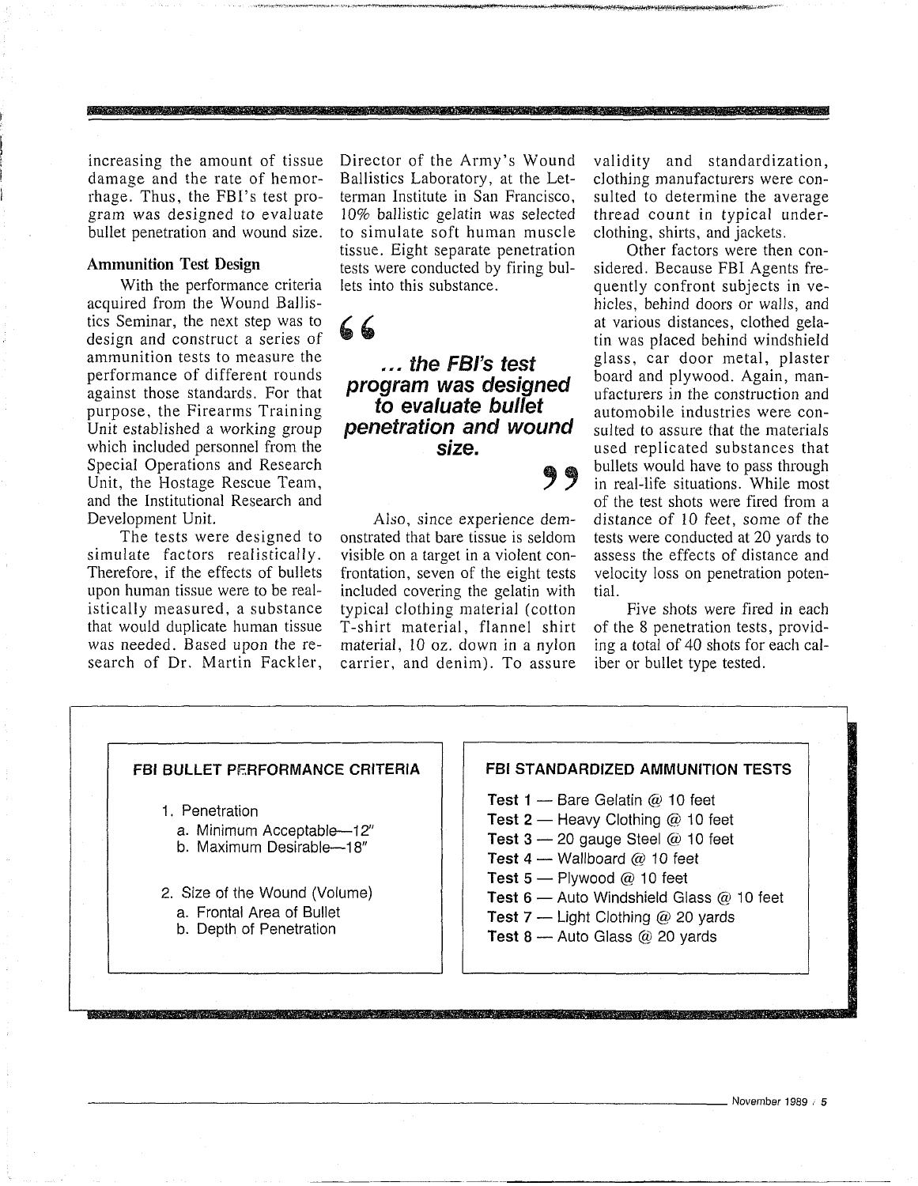increasing the amount of tissue damage and the rate of hemorrhage. Thus, the FBI's test program was designed to evaluate bullet penetration and wound size.

### Ammunition Test Design

With the performance criteria acquired from the Wound Ballistics Seminar, the next step was to design and construct a series of ammunition tests to measure the performance of different rounds against those standards. For that purpose, the Firearms Training Unit established a working group which included personnel from the Special Operations and Research Unit, the Hostage Rescue Team, and the Institutional Research and Development Unit.

The tests were designed to simulate factors realistically. Therefore, if the effects of bullets upon human tissue were to be realistically measured, a substance that would duplicate human tissue was needed. Based upon the research of Dr. Martin Fackler, Director of the Army's Wound Ballistics Laboratory, at the Letterman Institute in San Francisco, 10% ballistic gelatin was selected to simulate soft human muscle tissue. Eight separate penetration tests were conducted by firing bullets into this substance.

> ***"... the FBI's test program was designed to evaluate bullet penetration and wound size."***

Also, since experience demonstrated that bare tissue is seldom visible on a target in a violent confrontation, seven of the eight tests included covering the gelatin with typical clothing material (cotton T-shirt material, flannel shirt material, 10 oz. down in a nylon carrier, and denim). To assure validity and standardization, clothing manufacturers were consulted to determine the average thread count in typical underclothing, shirts, and jackets.

Other factors were then considered. Because FBI Agents frequently confront subjects in vehicles, behind doors or walls, and at various distances, clothed gelatin was placed behind windshield glass, car door metal, plaster board and plywood. Again, manufacturers in the construction and automobile industries were consulted to assure that the materials used replicated substances that bullets would have to pass through in real-life situations. While most of the test shots were fired from a distance of 10 feet, some of the tests were conducted at 20 yards to assess the effects of distance and velocity loss on penetration potential.

Five shots were fired in each of the 8 penetration tests, providing a total of 40 shots for each caliber or bullet type tested.

**FBI BULLET PERFORMANCE CRITERIA**

1. Penetration
   a. Minimum Acceptable—12"
   b. Maximum Desirable—18"

2. Size of the Wound (Volume)
   a. Frontal Area of Bullet
   b. Depth of Penetration

**FBI STANDARDIZED AMMUNITION TESTS**

**Test 1** — Bare Gelatin @ 10 feet
**Test 2** — Heavy Clothing @ 10 feet
**Test 3** — 20 gauge Steel @ 10 feet
**Test 4** — Wallboard @ 10 feet
**Test 5** — Plywood @ 10 feet
**Test 6** — Auto Windshield Glass @ 10 feet
**Test 7** — Light Clothing @ 20 yards
**Test 8** — Auto Glass @ 20 yards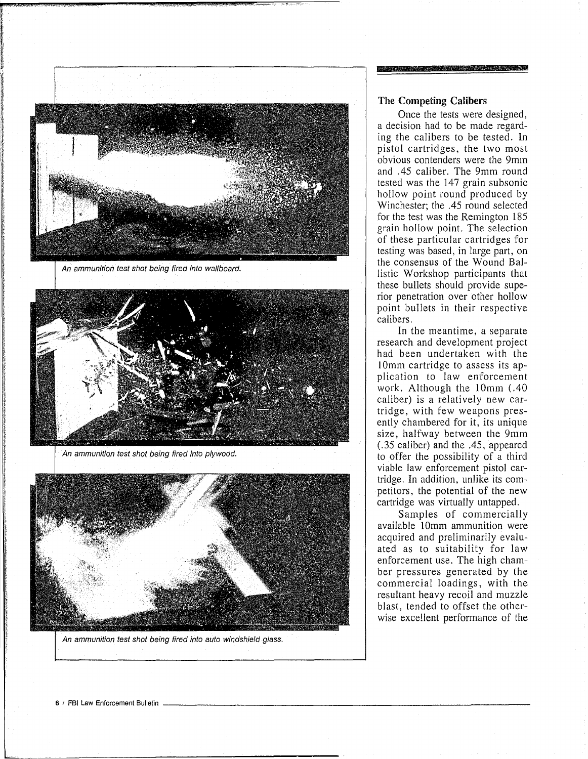An ammunition test shot being fired into wallboard.

An ammunition test shot being fired into plywood.

An ammunition test shot being fired into auto windshield glass.

## The Competing Calibers

Once the tests were designed, a decision had to be made regarding the calibers to be tested. In pistol cartridges, the two most obvious contenders were the 9mm and .45 caliber. The 9mm round tested was the 147 grain subsonic hollow point round produced by Winchester; the .45 round selected for the test was the Remington 185 grain hollow point. The selection of these particular cartridges for testing was based, in large part, on the consensus of the Wound Ballistic Workshop participants that these bullets should provide superior penetration over other hollow point bullets in their respective calibers.

In the meantime, a separate research and development project had been undertaken with the 10mm cartridge to assess its application to law enforcement work. Although the 10mm (.40 caliber) is a relatively new cartridge, with few weapons presently chambered for it, its unique size, halfway between the 9mm (.35 caliber) and the .45, appeared to offer the possibility of a third viable law enforcement pistol cartridge. In addition, unlike its competitors, the potential of the new cartridge was virtually untapped.

Samples of commercially available 10mm ammunition were acquired and preliminarily evaluated as to suitability for law enforcement use. The high chamber pressures generated by the commercial loadings, with the resultant heavy recoil and muzzle blast, tended to offset the otherwise excellent performance of the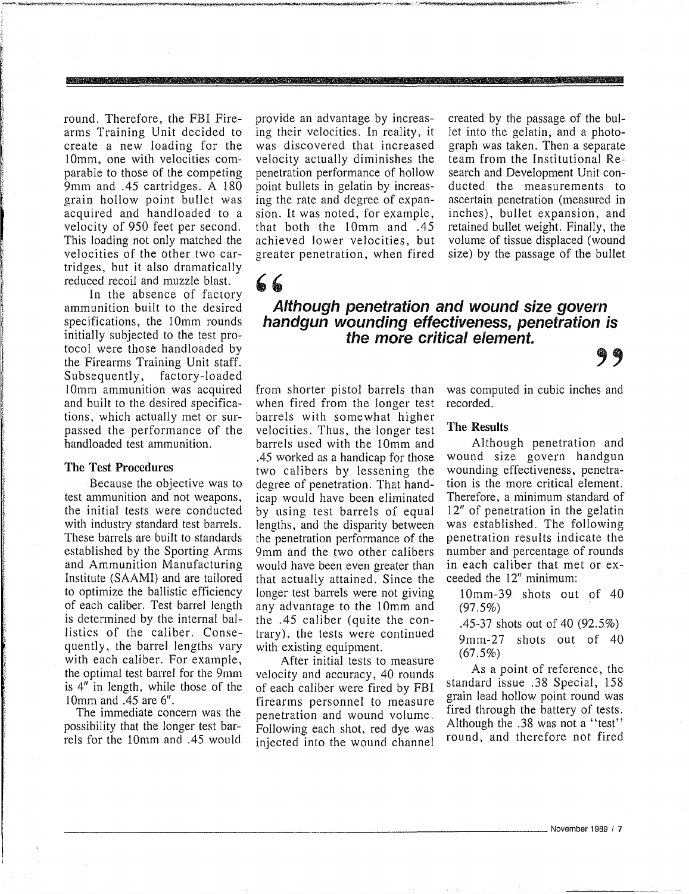round. Therefore, the FBI Firearms Training Unit decided to create a new loading for the 10mm, one with velocities comparable to those of the competing 9mm and .45 cartridges. A 180 grain hollow point bullet was acquired and handloaded to a velocity of 950 feet per second. This loading not only matched the velocities of the other two cartridges, but it also dramatically reduced recoil and muzzle blast.

In the absence of factory ammunition built to the desired specifications, the 10mm rounds initially subjected to the test protocol were those handloaded by the Firearms Training Unit staff. Subsequently, factory-loaded 10mm ammunition was acquired and built to the desired specifications, which actually met or surpassed the performance of the handloaded test ammunition.

### The Test Procedures

Because the objective was to test ammunition and not weapons, the initial tests were conducted with industry standard test barrels. These barrels are built to standards established by the Sporting Arms and Ammunition Manufacturing Institute (SAAMI) and are tailored to optimize the ballistic efficiency of each caliber. Test barrel length is determined by the internal ballistics of the caliber. Consequently, the barrel lengths vary with each caliber. For example, the optimal test barrel for the 9mm is 4" in length, while those of the 10mm and .45 are 6".

The immediate concern was the possibility that the longer test barrels for the 10mm and .45 would provide an advantage by increasing their velocities. In reality, it was discovered that increased velocity actually diminishes the penetration performance of hollow point bullets in gelatin by increasing the rate and degree of expansion. It was noted, for example, that both the 10mm and .45 achieved lower velocities, but greater penetration, when fired from shorter pistol barrels than when fired from the longer test barrels with somewhat higher velocities. Thus, the longer test barrels used with the 10mm and .45 worked as a handicap for those two calibers by lessening the degree of penetration. That handicap would have been eliminated by using test barrels of equal lengths, and the disparity between the penetration performance of the 9mm and the two other calibers would have been even greater than that actually attained. Since the longer test barrels were not giving any advantage to the 10mm and the .45 caliber (quite the contrary), the tests were continued with existing equipment.

After initial tests to measure velocity and accuracy, 40 rounds of each caliber were fired by FBI firearms personnel to measure penetration and wound volume. Following each shot, red dye was injected into the wound channel created by the passage of the bullet into the gelatin, and a photograph was taken. Then a separate team from the Institutional Research and Development Unit conducted the measurements to ascertain penetration (measured in inches), bullet expansion, and retained bullet weight. Finally, the volume of tissue displaced (wound size) by the passage of the bullet was computed in cubic inches and recorded.

> ***Although penetration and wound size govern handgun wounding effectiveness, penetration is the more critical element.***

### The Results

Although penetration and wound size govern handgun wounding effectiveness, penetration is the more critical element. Therefore, a minimum standard of 12" of penetration in the gelatin was established. The following penetration results indicate the number and percentage of rounds in each caliber that met or exceeded the 12" minimum:

10mm-39 shots out of 40 (97.5%)

.45-37 shots out of 40 (92.5%)

9mm-27 shots out of 40 (67.5%)

As a point of reference, the standard issue .38 Special, 158 grain lead hollow point round was fired through the battery of tests. Although the .38 was not a "test" round, and therefore not fired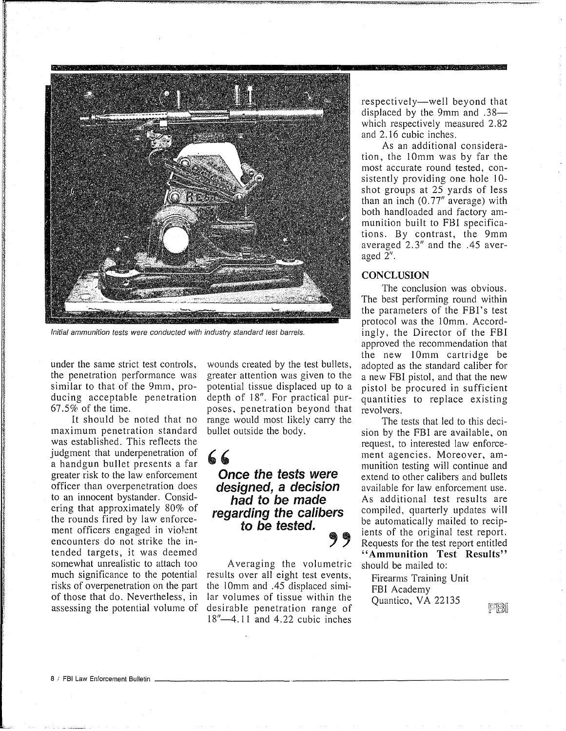*Initial ammunition tests were conducted with industry standard test barrels.*

under the same strict test controls, the penetration performance was similar to that of the 9mm, producing acceptable penetration 67.5% of the time.

It should be noted that no maximum penetration standard was established. This reflects the judgment that underpenetration of a handgun bullet presents a far greater risk to the law enforcement officer than overpenetration does to an innocent bystander. Considering that approximately 80% of the rounds fired by law enforcement officers engaged in violent encounters do not strike the intended targets, it was deemed somewhat unrealistic to attach too much significance to the potential risks of overpenetration on the part of those that do. Nevertheless, in assessing the potential volume of wounds created by the test bullets, greater attention was given to the potential tissue displaced up to a depth of 18". For practical purposes, penetration beyond that range would most likely carry the bullet outside the body.

> ***"Once the tests were designed, a decision had to be made regarding the calibers to be tested."***

Averaging the volumetric results over all eight test events, the 10mm and .45 displaced similar volumes of tissue within the desirable penetration range of 18"—4.11 and 4.22 cubic inches respectively—well beyond that displaced by the 9mm and .38—which respectively measured 2.82 and 2.16 cubic inches.

As an additional consideration, the 10mm was by far the most accurate round tested, consistently providing one hole 10-shot groups at 25 yards of less than an inch (0.77" average) with both handloaded and factory ammunition built to FBI specifications. By contrast, the 9mm averaged 2.3" and the .45 averaged 2".

## CONCLUSION

The conclusion was obvious. The best performing round within the parameters of the FBI's test protocol was the 10mm. Accordingly, the Director of the FBI approved the recommendation that the new 10mm cartridge be adopted as the standard caliber for a new FBI pistol, and that the new pistol be procured in sufficient quantities to replace existing revolvers.

The tests that led to this decision by the FBI are available, on request, to interested law enforcement agencies. Moreover, ammunition testing will continue and extend to other calibers and bullets available for law enforcement use. As additional test results are compiled, quarterly updates will be automatically mailed to recipients of the original test report. Requests for the test report entitled **"Ammunition Test Results"** should be mailed to:

Firearms Training Unit
FBI Academy
Quantico, VA 22135

FBI